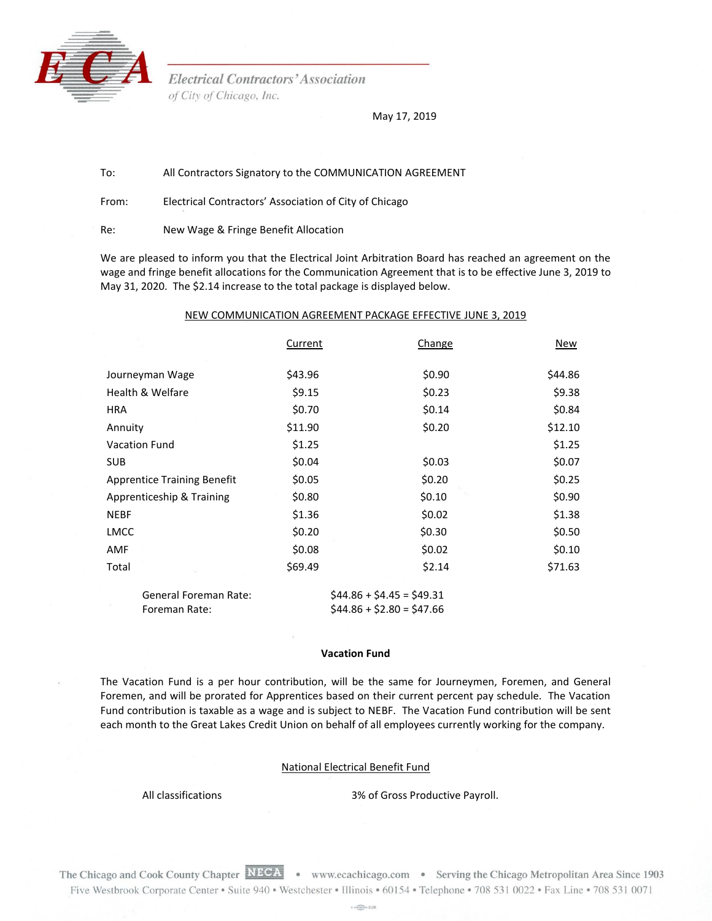# Electrical Contractors' Association

*of City of Chicago, Inc.*

May 17, 2019

To: All Contractors Signatory to the COMMUNICATION AGREEMENT

From: Electrical Contractors' Association of City of Chicago

Re: New Wage & Fringe Benefit Allocation

We are pleased to inform you that the Electrical Joint Arbitration Board has reached an agreement on the wage and fringe benefit allocations for the Communication Agreement that is to be effective June 3, 2019 to May 31, 2020. The $2.14 increase to the total package is displayed below.

## NEW COMMUNICATION AGREEMENT PACKAGE EFFECTIVE JUNE 3, 2019

| | Current | Change | New |
|---|---|---|---|
| Journeyman Wage | $43.96 | $0.90 | $44.86 |
| Health & Welfare | $9.15 | $0.23 | $9.38 |
| HRA | $0.70 | $0.14 | $0.84 |
| Annuity | $11.90 | $0.20 | $12.10 |
| Vacation Fund | $1.25 | | $1.25 |
| SUB | $0.04 | $0.03 | $0.07 |
| Apprentice Training Benefit | $0.05 | $0.20 | $0.25 |
| Apprenticeship & Training | $0.80 | $0.10 | $0.90 |
| NEBF | $1.36 | $0.02 | $1.38 |
| LMCC | $0.20 | $0.30 | $0.50 |
| AMF | $0.08 | $0.02 | $0.10 |
| Total | $69.49 | $2.14 | $71.63 |

General Foreman Rate: $44.86 + $4.45 = $49.31
Foreman Rate: $44.86 + $2.80 = $47.66

**Vacation Fund**

The Vacation Fund is a per hour contribution, will be the same for Journeymen, Foremen, and General Foremen, and will be prorated for Apprentices based on their current percent pay schedule. The Vacation Fund contribution is taxable as a wage and is subject to NEBF. The Vacation Fund contribution will be sent each month to the Great Lakes Credit Union on behalf of all employees currently working for the company.

National Electrical Benefit Fund

All classifications: 3% of Gross Productive Payroll.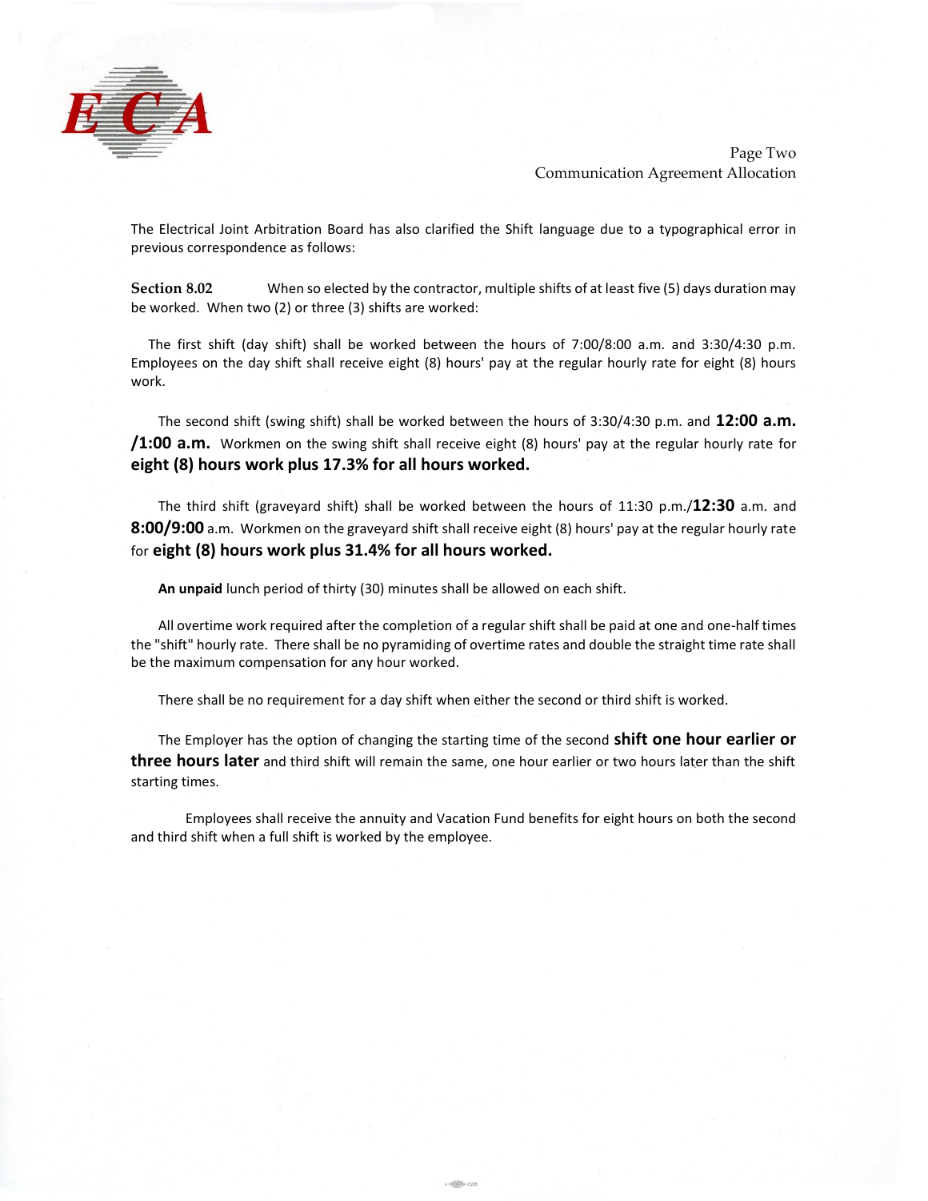The Electrical Joint Arbitration Board has also clarified the Shift language due to a typographical error in previous correspondence as follows:

**Section 8.02** When so elected by the contractor, multiple shifts of at least five (5) days duration may be worked. When two (2) or three (3) shifts are worked:

The first shift (day shift) shall be worked between the hours of 7:00/8:00 a.m. and 3:30/4:30 p.m. Employees on the day shift shall receive eight (8) hours' pay at the regular hourly rate for eight (8) hours work.

The second shift (swing shift) shall be worked between the hours of 3:30/4:30 p.m. and **12:00 a.m. /1:00 a.m.** Workmen on the swing shift shall receive eight (8) hours' pay at the regular hourly rate for **eight (8) hours work plus 17.3% for all hours worked.**

The third shift (graveyard shift) shall be worked between the hours of 11:30 p.m./**12:30** a.m. and **8:00/9:00** a.m. Workmen on the graveyard shift shall receive eight (8) hours' pay at the regular hourly rate for **eight (8) hours work plus 31.4% for all hours worked.**

**An unpaid** lunch period of thirty (30) minutes shall be allowed on each shift.

All overtime work required after the completion of a regular shift shall be paid at one and one-half times the "shift" hourly rate. There shall be no pyramiding of overtime rates and double the straight time rate shall be the maximum compensation for any hour worked.

There shall be no requirement for a day shift when either the second or third shift is worked.

The Employer has the option of changing the starting time of the second **shift one hour earlier or three hours later** and third shift will remain the same, one hour earlier or two hours later than the shift starting times.

Employees shall receive the annuity and Vacation Fund benefits for eight hours on both the second and third shift when a full shift is worked by the employee.